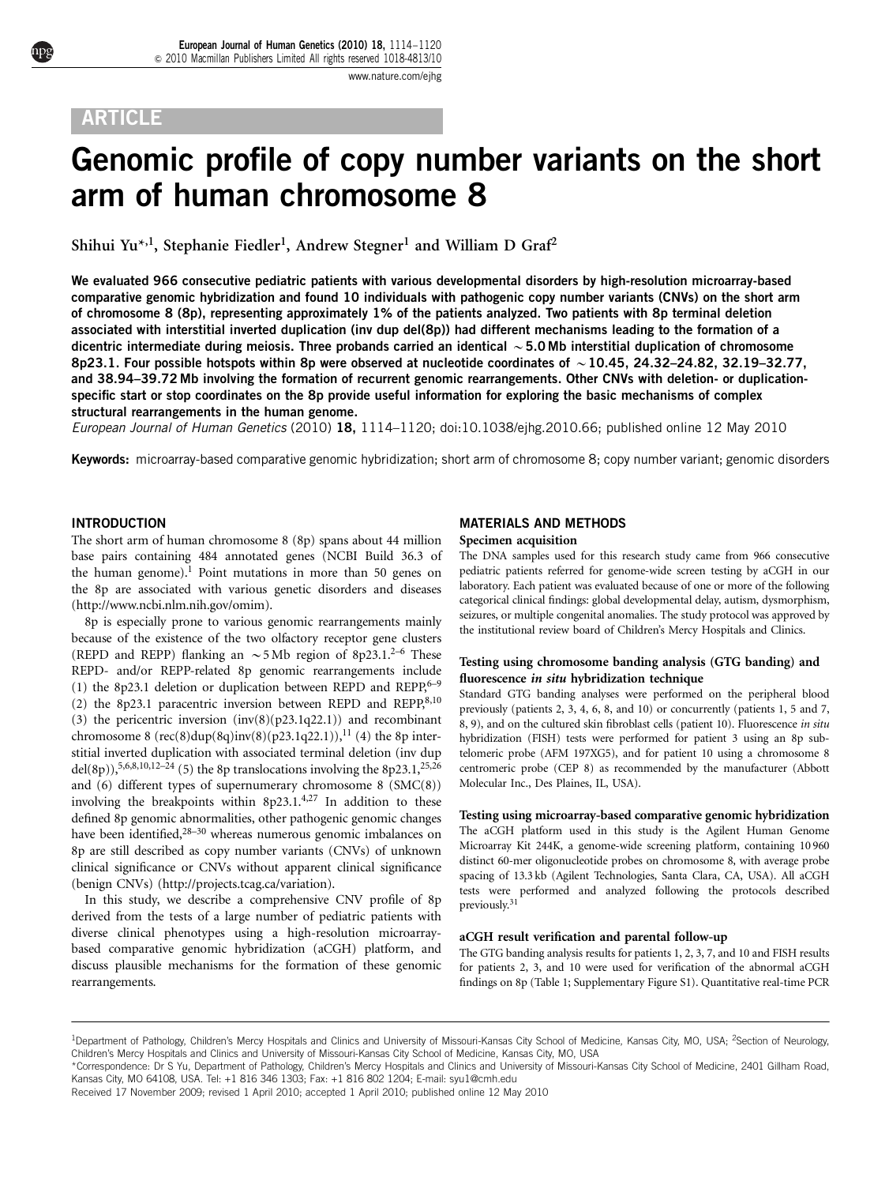ARTICLE

# Genomic profile of copy number variants on the short arm of human chromosome 8

Shihui Yu*[,1], Stephanie Fiedler[1], Andrew Stegner[1] and William D Graf[2]

**We evaluated 966 consecutive pediatric patients with various developmental disorders by high-resolution microarray-based comparative genomic hybridization and found 10 individuals with pathogenic copy number variants (CNVs) on the short arm of chromosome 8 (8p), representing approximately 1% of the patients analyzed. Two patients with 8p terminal deletion associated with interstitial inverted duplication (inv dup del(8p)) had different mechanisms leading to the formation of a dicentric intermediate during meiosis. Three probands carried an identical ~5.0 Mb interstitial duplication of chromosome 8p23.1. Four possible hotspots within 8p were observed at nucleotide coordinates of ~10.45, 24.32–24.82, 32.19–32.77, and 38.94–39.72 Mb involving the formation of recurrent genomic rearrangements. Other CNVs with deletion- or duplication-specific start or stop coordinates on the 8p provide useful information for exploring the basic mechanisms of complex structural rearrangements in the human genome.**

*European Journal of Human Genetics* (2010) **18,** 1114–1120; doi:10.1038/ejhg.2010.66; published online 12 May 2010

**Keywords:** microarray-based comparative genomic hybridization; short arm of chromosome 8; copy number variant; genomic disorders

## INTRODUCTION

The short arm of human chromosome 8 (8p) spans about 44 million base pairs containing 484 annotated genes (NCBI Build 36.3 of the human genome).[1] Point mutations in more than 50 genes on the 8p are associated with various genetic disorders and diseases (http://www.ncbi.nlm.nih.gov/omim).

8p is especially prone to various genomic rearrangements mainly because of the existence of the two olfactory receptor gene clusters (REPD and REPP) flanking an ~5 Mb region of 8p23.1.[2–6] These REPD- and/or REPP-related 8p genomic rearrangements include (1) the 8p23.1 deletion or duplication between REPD and REPP,[6–9] (2) the 8p23.1 paracentric inversion between REPD and REPP,[8,10] (3) the pericentric inversion (inv(8)(p23.1q22.1)) and recombinant chromosome 8 (rec(8)dup(8q)inv(8)(p23.1q22.1)),[11] (4) the 8p interstitial inverted duplication with associated terminal deletion (inv dup del(8p)),[5,6,8,10,12–24] (5) the 8p translocations involving the 8p23.1,[25,26] and (6) different types of supernumerary chromosome 8 (SMC(8)) involving the breakpoints within 8p23.1.[4,27] In addition to these defined 8p genomic abnormalities, other pathogenic genomic changes have been identified,[28–30] whereas numerous genomic imbalances on 8p are still described as copy number variants (CNVs) of unknown clinical significance or CNVs without apparent clinical significance (benign CNVs) (http://projects.tcag.ca/variation).

In this study, we describe a comprehensive CNV profile of 8p derived from the tests of a large number of pediatric patients with diverse clinical phenotypes using a high-resolution microarray-based comparative genomic hybridization (aCGH) platform, and discuss plausible mechanisms for the formation of these genomic rearrangements.

## MATERIALS AND METHODS

### Specimen acquisition

The DNA samples used for this research study came from 966 consecutive pediatric patients referred for genome-wide screen testing by aCGH in our laboratory. Each patient was evaluated because of one or more of the following categorical clinical findings: global developmental delay, autism, dysmorphism, seizures, or multiple congenital anomalies. The study protocol was approved by the institutional review board of Children's Mercy Hospitals and Clinics.

### Testing using chromosome banding analysis (GTG banding) and fluorescence *in situ* hybridization technique

Standard GTG banding analyses were performed on the peripheral blood previously (patients 2, 3, 4, 6, 8, and 10) or concurrently (patients 1, 5 and 7, 8, 9), and on the cultured skin fibroblast cells (patient 10). Fluorescence *in situ* hybridization (FISH) tests were performed for patient 3 using an 8p subtelomeric probe (AFM 197XG5), and for patient 10 using a chromosome 8 centromeric probe (CEP 8) as recommended by the manufacturer (Abbott Molecular Inc., Des Plaines, IL, USA).

### Testing using microarray-based comparative genomic hybridization

The aCGH platform used in this study is the Agilent Human Genome Microarray Kit 244K, a genome-wide screening platform, containing 10 960 distinct 60-mer oligonucleotide probes on chromosome 8, with average probe spacing of 13.3 kb (Agilent Technologies, Santa Clara, CA, USA). All aCGH tests were performed and analyzed following the protocols described previously.[31]

### aCGH result verification and parental follow-up

The GTG banding analysis results for patients 1, 2, 3, 7, and 10 and FISH results for patients 2, 3, and 10 were used for verification of the abnormal aCGH findings on 8p (Table 1; Supplementary Figure S1). Quantitative real-time PCR

---

[1]Department of Pathology, Children's Mercy Hospitals and Clinics and University of Missouri-Kansas City School of Medicine, Kansas City, MO, USA; [2]Section of Neurology, Children's Mercy Hospitals and Clinics and University of Missouri-Kansas City School of Medicine, Kansas City, MO, USA

*Correspondence: Dr S Yu, Department of Pathology, Children's Mercy Hospitals and Clinics and University of Missouri-Kansas City School of Medicine, 2401 Gillham Road, Kansas City, MO 64108, USA. Tel: +1 816 346 1303; Fax: +1 816 802 1204; E-mail: syu1@cmh.edu

Received 17 November 2009; revised 1 April 2010; accepted 1 April 2010; published online 12 May 2010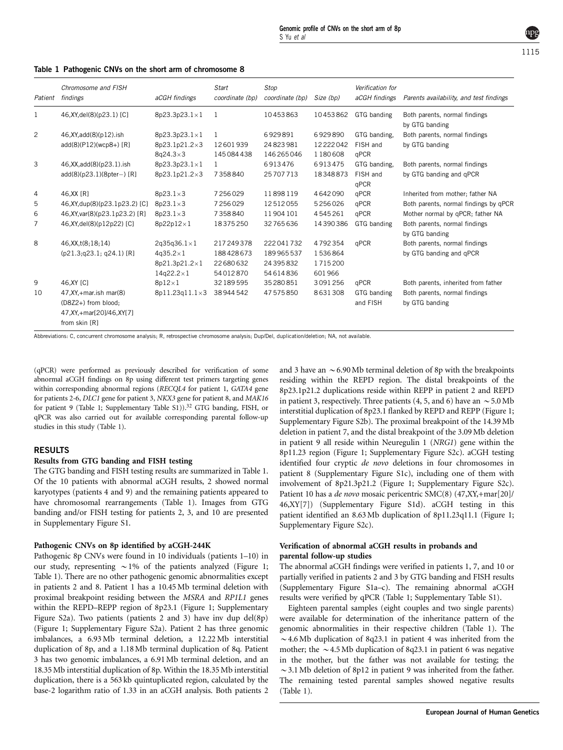**Table 1 Pathogenic CNVs on the short arm of chromosome 8**

| Patient | Chromosome and FISH findings | aCGH findings | Start coordinate (bp) | Stop coordinate (bp) | Size (bp) | Verification for aCGH findings | Parents availability, and test findings |
|---|---|---|---|---|---|---|---|
| 1 | 46,XY,del(8)(p23.1) [C] | 8p23.3p23.1×1 | 1 | 10453863 | 10453862 | GTG banding | Both parents, normal findings by GTG banding |
| 2 | 46,XY,add(8)(p12).ish add(8)(P12)(wcp8+) [R] | 8p23.3p23.1×1<br>8p23.1p21.2×3<br>8q24.3×3 | 1<br>12601939<br>145084438 | 6929891<br>24823981<br>146265046 | 6929890<br>12222042<br>1180608 | GTG banding, FISH and qPCR | Both parents, normal findings by GTG banding |
| 3 | 46,XX,add(8)(p23.1).ish add(8)(p23.1)(8pter−) [R] | 8p23.3p23.1×1<br>8p23.1p21.2×3 | 1<br>7358840 | 6913476<br>25707713 | 6913475<br>18348873 | GTG banding, FISH and qPCR | Both parents, normal findings by GTG banding and qPCR |
| 4 | 46,XX [R] | 8p23.1×3 | 7256029 | 11898119 | 4642090 | qPCR | Inherited from mother; father NA |
| 5 | 46,XY,dup(8)(p23.1p23.2) [C] | 8p23.1×3 | 7256029 | 12512055 | 5256026 | qPCR | Both parents, normal findings by qPCR |
| 6 | 46,XY,var(8)(p23.1p23.2) [R] | 8p23.1×3 | 7358840 | 11904101 | 4545261 | qPCR | Mother normal by qPCR; father NA |
| 7 | 46,XY,del(8)(p12p22) [C] | 8p22p12×1 | 18375250 | 32765636 | 14390386 | GTG banding | Both parents, normal findings by GTG banding |
| 8 | 46,XX,t(8;18;14) (p21.3;q23.1; q24.1) [R] | 2q35q36.1×1<br>4q35.2×1<br>8p21.3p21.2×1<br>14q22.2×1 | 217249378<br>188428673<br>22680632<br>54012870 | 222041732<br>189965537<br>24395832<br>54614836 | 4792354<br>1536864<br>1715200<br>601966 | qPCR | Both parents, normal findings by GTG banding and qPCR |
| 9 | 46,XY [C] | 8p12×1 | 32189595 | 35280851 | 3091256 | qPCR | Both parents, inherited from father |
| 10 | 47,XY,+mar.ish mar(8) (D8Z2+) from blood; 47,XY,+mar[20]/46,XY[7] from skin [R] | 8p11.23q11.1×3 | 38944542 | 47575850 | 8631308 | GTG banding and FISH | Both parents, normal findings by GTG banding |

Abbreviations: C, concurrent chromosome analysis; R, retrospective chromosome analysis; Dup/Del, duplication/deletion; NA, not available.

(qPCR) were performed as previously described for verification of some abnormal aCGH findings on 8p using different test primers targeting genes within corresponding abnormal regions (*RECQL4* for patient 1, *GATA4* gene for patients 2-6, *DLC1* gene for patient 3, *NKX3* gene for patient 8, and *MAK16* for patient 9 (Table 1; Supplementary Table S1)).[32] GTG banding, FISH, or qPCR was also carried out for available corresponding parental follow-up studies in this study (Table 1).

## RESULTS

### Results from GTG banding and FISH testing

The GTG banding and FISH testing results are summarized in Table 1. Of the 10 patients with abnormal aCGH results, 2 showed normal karyotypes (patients 4 and 9) and the remaining patients appeared to have chromosomal rearrangements (Table 1). Images from GTG banding and/or FISH testing for patients 2, 3, and 10 are presented in Supplementary Figure S1.

### Pathogenic CNVs on 8p identified by aCGH-244K

Pathogenic 8p CNVs were found in 10 individuals (patients 1–10) in our study, representing ∼1% of the patients analyzed (Figure 1; Table 1). There are no other pathogenic genomic abnormalities except in patients 2 and 8. Patient 1 has a 10.45 Mb terminal deletion with proximal breakpoint residing between the *MSRA* and *RP1L1* genes within the REPD–REPP region of 8p23.1 (Figure 1; Supplementary Figure S2a). Two patients (patients 2 and 3) have inv dup del(8p) (Figure 1; Supplementary Figure S2a). Patient 2 has three genomic imbalances, a 6.93 Mb terminal deletion, a 12.22 Mb interstitial duplication of 8p, and a 1.18 Mb terminal duplication of 8q. Patient 3 has two genomic imbalances, a 6.91 Mb terminal deletion, and an 18.35 Mb interstitial duplication of 8p. Within the 18.35 Mb interstitial duplication, there is a 563 kb quintuplicated region, calculated by the base-2 logarithm ratio of 1.33 in an aCGH analysis. Both patients 2 and 3 have an ∼6.90 Mb terminal deletion of 8p with the breakpoints residing within the REPD region. The distal breakpoints of the 8p23.1p21.2 duplications reside within REPP in patient 2 and REPD in patient 3, respectively. Three patients (4, 5, and 6) have an ∼5.0 Mb interstitial duplication of 8p23.1 flanked by REPD and REPP (Figure 1; Supplementary Figure S2b). The proximal breakpoint of the 14.39 Mb deletion in patient 7, and the distal breakpoint of the 3.09 Mb deletion in patient 9 all reside within Neuregulin 1 (*NRG1*) gene within the 8p11.23 region (Figure 1; Supplementary Figure S2c). aCGH testing identified four cryptic *de novo* deletions in four chromosomes in patient 8 (Supplementary Figure S1c), including one of them with involvement of 8p21.3p21.2 (Figure 1; Supplementary Figure S2c). Patient 10 has a *de novo* mosaic pericentric SMC(8) (47,XY,+mar[20]/46,XY[7]) (Supplementary Figure S1d). aCGH testing in this patient identified an 8.63 Mb duplication of 8p11.23q11.1 (Figure 1; Supplementary Figure S2c).

### Verification of abnormal aCGH results in probands and parental follow-up studies

The abnormal aCGH findings were verified in patients 1, 7, and 10 or partially verified in patients 2 and 3 by GTG banding and FISH results (Supplementary Figure S1a–c). The remaining abnormal aCGH results were verified by qPCR (Table 1; Supplementary Table S1).

Eighteen parental samples (eight couples and two single parents) were available for determination of the inheritance pattern of the genomic abnormalities in their respective children (Table 1). The ∼4.6 Mb duplication of 8q23.1 in patient 4 was inherited from the mother; the ∼4.5 Mb duplication of 8q23.1 in patient 6 was negative in the mother, but the father was not available for testing; the ∼3.1 Mb deletion of 8p12 in patient 9 was inherited from the father. The remaining tested parental samples showed negative results (Table 1).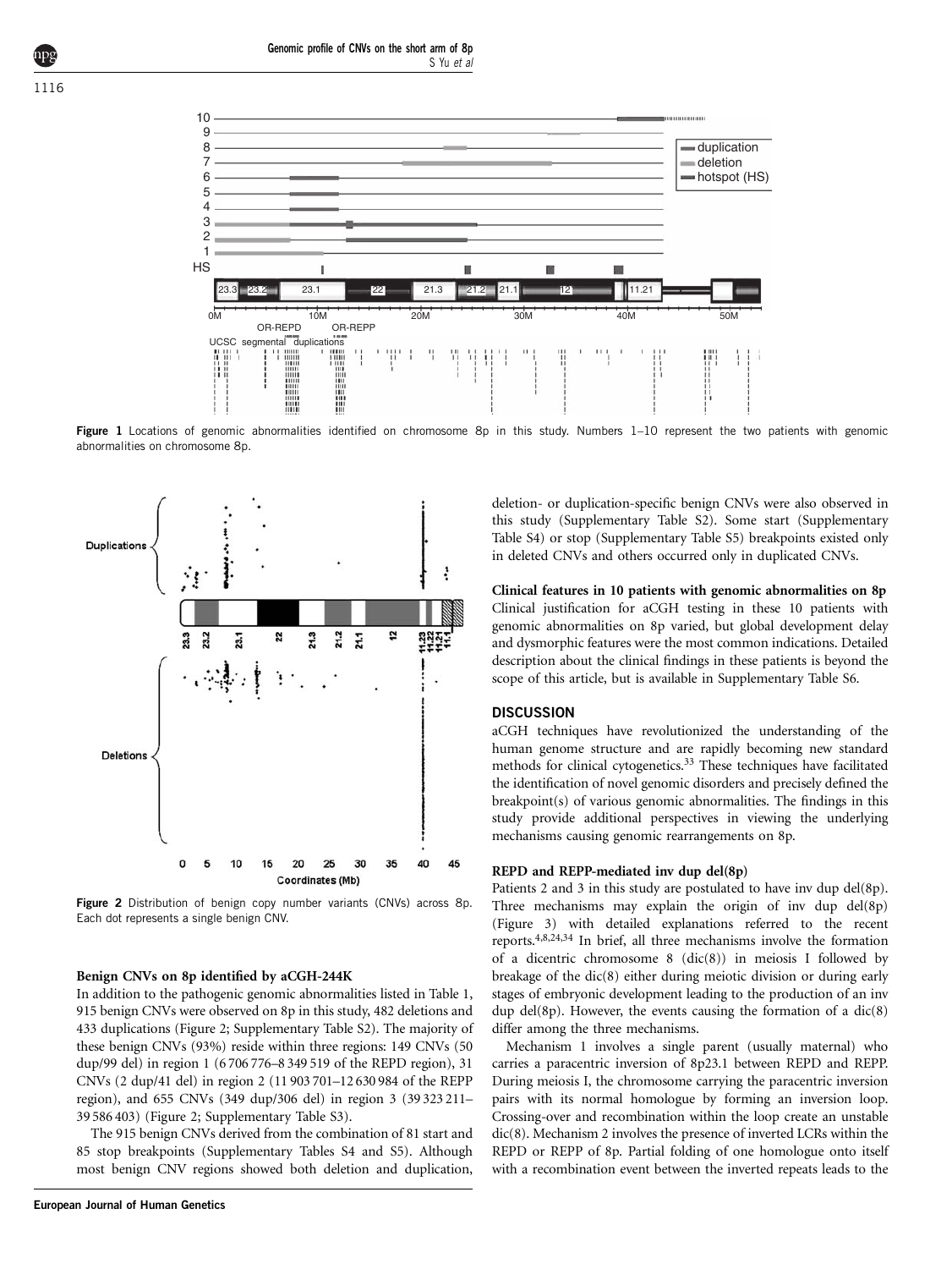Figure 1 Locations of genomic abnormalities identified on chromosome 8p in this study. Numbers 1–10 represent the two patients with genomic abnormalities on chromosome 8p.

Figure 2 Distribution of benign copy number variants (CNVs) across 8p. Each dot represents a single benign CNV.

#### Benign CNVs on 8p identified by aCGH-244K

In addition to the pathogenic genomic abnormalities listed in Table 1, 915 benign CNVs were observed on 8p in this study, 482 deletions and 433 duplications (Figure 2; Supplementary Table S2). The majority of these benign CNVs (93%) reside within three regions: 149 CNVs (50 dup/99 del) in region 1 (6 706 776–8 349 519 of the REPD region), 31 CNVs (2 dup/41 del) in region 2 (11 903 701–12 630 984 of the REPP region), and 655 CNVs (349 dup/306 del) in region 3 (39 323 211–39 586 403) (Figure 2; Supplementary Table S3).

The 915 benign CNVs derived from the combination of 81 start and 85 stop breakpoints (Supplementary Tables S4 and S5). Although most benign CNV regions showed both deletion and duplication, deletion- or duplication-specific benign CNVs were also observed in this study (Supplementary Table S2). Some start (Supplementary Table S4) or stop (Supplementary Table S5) breakpoints existed only in deleted CNVs and others occurred only in duplicated CNVs.

#### Clinical features in 10 patients with genomic abnormalities on 8p

Clinical justification for aCGH testing in these 10 patients with genomic abnormalities on 8p varied, but global development delay and dysmorphic features were the most common indications. Detailed description about the clinical findings in these patients is beyond the scope of this article, but is available in Supplementary Table S6.

## DISCUSSION

aCGH techniques have revolutionized the understanding of the human genome structure and are rapidly becoming new standard methods for clinical cytogenetics.[33] These techniques have facilitated the identification of novel genomic disorders and precisely defined the breakpoint(s) of various genomic abnormalities. The findings in this study provide additional perspectives in viewing the underlying mechanisms causing genomic rearrangements on 8p.

#### REPD and REPP-mediated inv dup del(8p)

Patients 2 and 3 in this study are postulated to have inv dup del(8p). Three mechanisms may explain the origin of inv dup del(8p) (Figure 3) with detailed explanations referred to the recent reports.[4,8,24,34] In brief, all three mechanisms involve the formation of a dicentric chromosome 8 (dic(8)) in meiosis I followed by breakage of the dic(8) either during meiotic division or during early stages of embryonic development leading to the production of an inv dup del(8p). However, the events causing the formation of a dic(8) differ among the three mechanisms.

Mechanism 1 involves a single parent (usually maternal) who carries a paracentric inversion of 8p23.1 between REPD and REPP. During meiosis I, the chromosome carrying the paracentric inversion pairs with its normal homologue by forming an inversion loop. Crossing-over and recombination within the loop create an unstable dic(8). Mechanism 2 involves the presence of inverted LCRs within the REPD or REPP of 8p. Partial folding of one homologue onto itself with a recombination event between the inverted repeats leads to the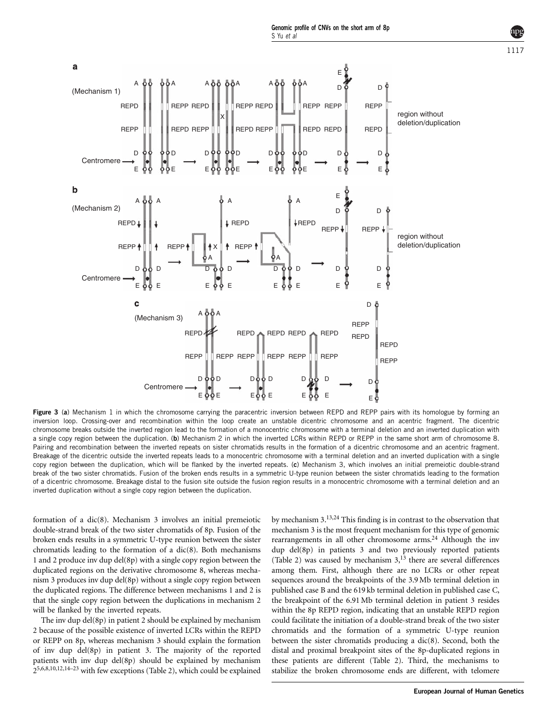Figure 3 (a) Mechanism 1 in which the chromosome carrying the paracentric inversion between REPD and REPP pairs with its homologue by forming an inversion loop. Crossing-over and recombination within the loop create an unstable dicentric chromosome and an acentric fragment. The dicentric chromosome breaks outside the inverted region lead to the formation of a monocentric chromosome with a terminal deletion and an inverted duplication with a single copy region between the duplication. (b) Mechanism 2 in which the inverted LCRs within REPD or REPP in the same short arm of chromosome 8. Pairing and recombination between the inverted repeats on sister chromatids results in the formation of a dicentric chromosome and an acentric fragment. Breakage of the dicentric outside the inverted repeats leads to a monocentric chromosome with a terminal deletion and an inverted duplication with a single copy region between the duplication, which will be flanked by the inverted repeats. (c) Mechanism 3, which involves an initial premeiotic double-strand break of the two sister chromatids. Fusion of the broken ends results in a symmetric U-type reunion between the sister chromatids leading to the formation of a dicentric chromosome. Breakage distal to the fusion site outside the fusion region results in a monocentric chromosome with a terminal deletion and an inverted duplication without a single copy region between the duplication.

formation of a dic(8). Mechanism 3 involves an initial premeiotic double-strand break of the two sister chromatids of 8p. Fusion of the broken ends results in a symmetric U-type reunion between the sister chromatids leading to the formation of a dic(8). Both mechanisms 1 and 2 produce inv dup del(8p) with a single copy region between the duplicated regions on the derivative chromosome 8, whereas mechanism 3 produces inv dup del(8p) without a single copy region between the duplicated regions. The difference between mechanisms 1 and 2 is that the single copy region between the duplications in mechanism 2 will be flanked by the inverted repeats.

The inv dup del(8p) in patient 2 should be explained by mechanism 2 because of the possible existence of inverted LCRs within the REPD or REPP on 8p, whereas mechanism 3 should explain the formation of inv dup del(8p) in patient 3. The majority of the reported patients with inv dup del(8p) should be explained by mechanism 2[5,6,8,10,12,14–23] with few exceptions (Table 2), which could be explained by mechanism 3.[13,24] This finding is in contrast to the observation that mechanism 3 is the most frequent mechanism for this type of genomic rearrangements in all other chromosome arms.[24] Although the inv dup del(8p) in patients 3 and two previously reported patients (Table 2) was caused by mechanism 3,[13] there are several differences among them. First, although there are no LCRs or other repeat sequences around the breakpoints of the 3.9 Mb terminal deletion in published case B and the 619 kb terminal deletion in published case C, the breakpoint of the 6.91 Mb terminal deletion in patient 3 resides within the 8p REPD region, indicating that an unstable REPD region could facilitate the initiation of a double-strand break of the two sister chromatids and the formation of a symmetric U-type reunion between the sister chromatids producing a dic(8). Second, both the distal and proximal breakpoint sites of the 8p-duplicated regions in these patients are different (Table 2). Third, the mechanisms to stabilize the broken chromosome ends are different, with telomere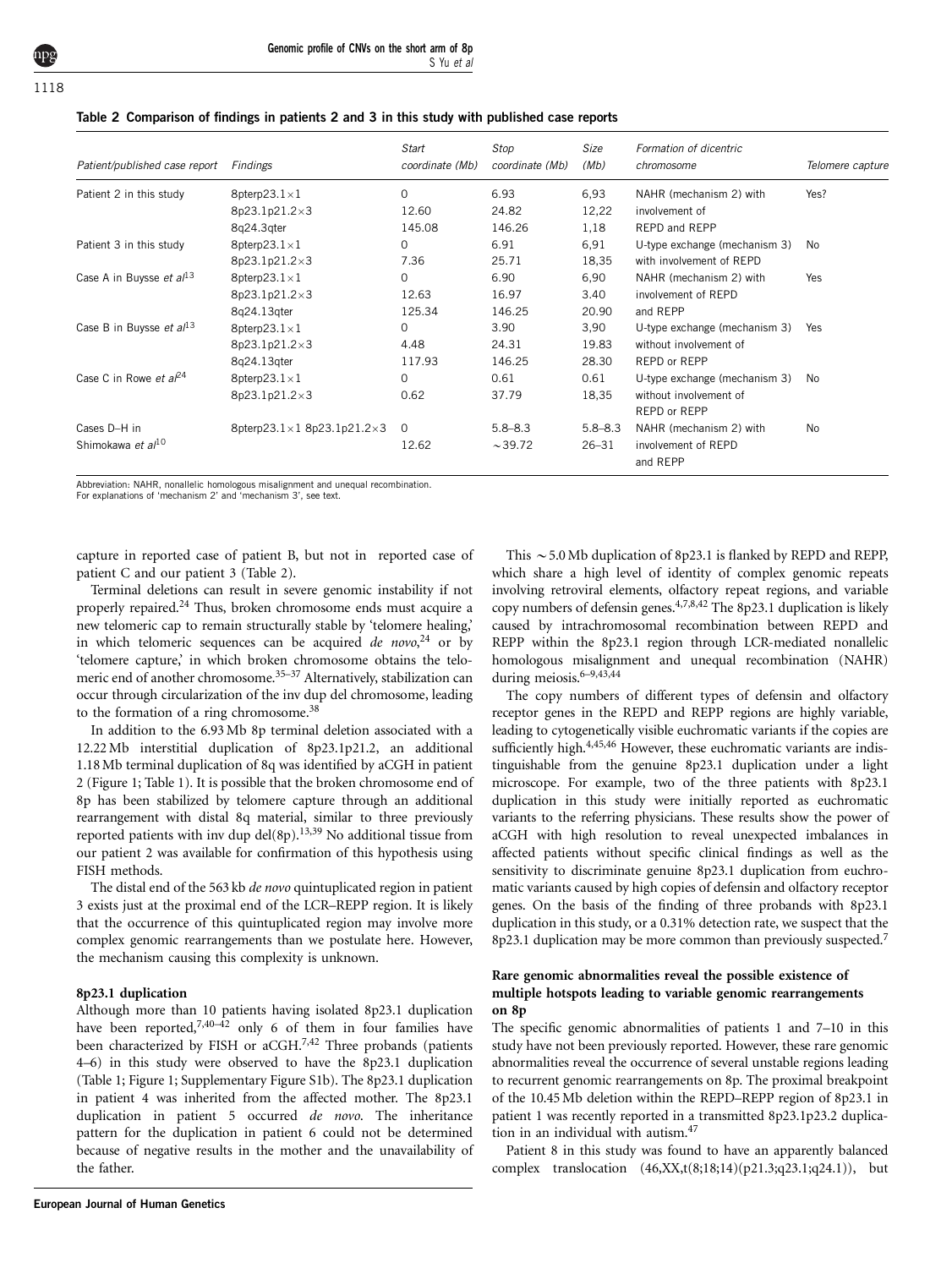**Table 2 Comparison of findings in patients 2 and 3 in this study with published case reports**

| Patient/published case report | Findings | Start coordinate (Mb) | Stop coordinate (Mb) | Size (Mb) | Formation of dicentric chromosome | Telomere capture |
|---|---|---|---|---|---|---|
| Patient 2 in this study | 8pterp23.1×1<br>8p23.1p21.2×3<br>8q24.3qter | 0<br>12.60<br>145.08 | 6.93<br>24.82<br>146.26 | 6,93<br>12,22<br>1,18 | NAHR (mechanism 2) with involvement of REPD and REPP | Yes? |
| Patient 3 in this study | 8pterp23.1×1<br>8p23.1p21.2×3 | 0<br>7.36 | 6.91<br>25.71 | 6,91<br>18,35 | U-type exchange (mechanism 3) with involvement of REPD | No |
| Case A in Buysse *et al*[13] | 8pterp23.1×1<br>8p23.1p21.2×3<br>8q24.13qter | 0<br>12.63<br>125.34 | 6.90<br>16.97<br>146.25 | 6,90<br>3.40<br>20.90 | NAHR (mechanism 2) with involvement of REPD and REPP | Yes |
| Case B in Buysse *et al*[13] | 8pterp23.1×1<br>8p23.1p21.2×3<br>8q24.13qter | 0<br>4.48<br>117.93 | 3.90<br>24.31<br>146.25 | 3,90<br>19.83<br>28.30 | U-type exchange (mechanism 3) without involvement of REPD or REPP | Yes |
| Case C in Rowe *et al*[24] | 8pterp23.1×1<br>8p23.1p21.2×3 | 0<br>0.62 | 0.61<br>37.79 | 0.61<br>18,35 | U-type exchange (mechanism 3) without involvement of REPD or REPP | No |
| Cases D–H in Shimokawa *et al*[10] | 8pterp23.1×1 8p23.1p21.2×3 | 0<br>12.62 | 5.8–8.3<br>~39.72 | 5.8–8.3<br>26–31 | NAHR (mechanism 2) with involvement of REPD and REPP | No |

Abbreviation: NAHR, nonallelic homologous misalignment and unequal recombination.
For explanations of 'mechanism 2' and 'mechanism 3', see text.

capture in reported case of patient B, but not in reported case of patient C and our patient 3 (Table 2).

Terminal deletions can result in severe genomic instability if not properly repaired.[24] Thus, broken chromosome ends must acquire a new telomeric cap to remain structurally stable by 'telomere healing,' in which telomeric sequences can be acquired *de novo*,[24] or by 'telomere capture,' in which broken chromosome obtains the telomeric end of another chromosome.[35–37] Alternatively, stabilization can occur through circularization of the inv dup del chromosome, leading to the formation of a ring chromosome.[38]

In addition to the 6.93 Mb 8p terminal deletion associated with a 12.22 Mb interstitial duplication of 8p23.1p21.2, an additional 1.18 Mb terminal duplication of 8q was identified by aCGH in patient 2 (Figure 1; Table 1). It is possible that the broken chromosome end of 8p has been stabilized by telomere capture through an additional rearrangement with distal 8q material, similar to three previously reported patients with inv dup del(8p).[13,39] No additional tissue from our patient 2 was available for confirmation of this hypothesis using FISH methods.

The distal end of the 563 kb *de novo* quintuplicated region in patient 3 exists just at the proximal end of the LCR–REPP region. It is likely that the occurrence of this quintuplicated region may involve more complex genomic rearrangements than we postulate here. However, the mechanism causing this complexity is unknown.

### 8p23.1 duplication

Although more than 10 patients having isolated 8p23.1 duplication have been reported,[7,40–42] only 6 of them in four families have been characterized by FISH or aCGH.[7,42] Three probands (patients 4–6) in this study were observed to have the 8p23.1 duplication (Table 1; Figure 1; Supplementary Figure S1b). The 8p23.1 duplication in patient 4 was inherited from the affected mother. The 8p23.1 duplication in patient 5 occurred *de novo*. The inheritance pattern for the duplication in patient 6 could not be determined because of negative results in the mother and the unavailability of the father.

This ~5.0 Mb duplication of 8p23.1 is flanked by REPD and REPP, which share a high level of identity of complex genomic repeats involving retroviral elements, olfactory repeat regions, and variable copy numbers of defensin genes.[4,7,8,42] The 8p23.1 duplication is likely caused by intrachromosomal recombination between REPD and REPP within the 8p23.1 region through LCR-mediated nonallelic homologous misalignment and unequal recombination (NAHR) during meiosis.[6–9,43,44]

The copy numbers of different types of defensin and olfactory receptor genes in the REPD and REPP regions are highly variable, leading to cytogenetically visible euchromatic variants if the copies are sufficiently high.[4,45,46] However, these euchromatic variants are indistinguishable from the genuine 8p23.1 duplication under a light microscope. For example, two of the three patients with 8p23.1 duplication in this study were initially reported as euchromatic variants to the referring physicians. These results show the power of aCGH with high resolution to reveal unexpected imbalances in affected patients without specific clinical findings as well as the sensitivity to discriminate genuine 8p23.1 duplication from euchromatic variants caused by high copies of defensin and olfactory receptor genes. On the basis of the finding of three probands with 8p23.1 duplication in this study, or a 0.31% detection rate, we suspect that the 8p23.1 duplication may be more common than previously suspected.[7]

### Rare genomic abnormalities reveal the possible existence of multiple hotspots leading to variable genomic rearrangements on 8p

The specific genomic abnormalities of patients 1 and 7–10 in this study have not been previously reported. However, these rare genomic abnormalities reveal the occurrence of several unstable regions leading to recurrent genomic rearrangements on 8p. The proximal breakpoint of the 10.45 Mb deletion within the REPD–REPP region of 8p23.1 in patient 1 was recently reported in a transmitted 8p23.1p23.2 duplication in an individual with autism.[47]

Patient 8 in this study was found to have an apparently balanced complex translocation (46,XX,t(8;18;14)(p21.3;q23.1;q24.1)), but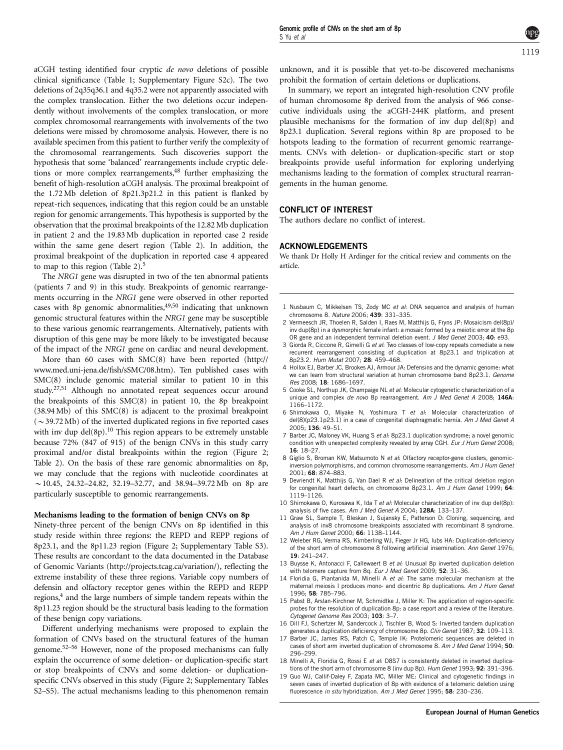aCGH testing identified four cryptic *de novo* deletions of possible clinical significance (Table 1; Supplementary Figure S2c). The two deletions of 2q35q36.1 and 4q35.2 were not apparently associated with the complex translocation. Either the two deletions occur independently without involvements of the complex translocation, or more complex chromosomal rearrangements with involvements of the two deletions were missed by chromosome analysis. However, there is no available specimen from this patient to further verify the complexity of the chromosomal rearrangements. Such discoveries support the hypothesis that some 'balanced' rearrangements include cryptic deletions or more complex rearrangements,[48] further emphasizing the benefit of high-resolution aCGH analysis. The proximal breakpoint of the 1.72 Mb deletion of 8p21.3p21.2 in this patient is flanked by repeat-rich sequences, indicating that this region could be an unstable region for genomic arrangements. This hypothesis is supported by the observation that the proximal breakpoints of the 12.82 Mb duplication in patient 2 and the 19.83 Mb duplication in reported case 2 reside within the same gene desert region (Table 2). In addition, the proximal breakpoint of the duplication in reported case 4 appeared to map to this region (Table 2).[5]

The *NRG1* gene was disrupted in two of the ten abnormal patients (patients 7 and 9) in this study. Breakpoints of genomic rearrangements occurring in the *NRG1* gene were observed in other reported cases with 8p genomic abnormalities,[49,50] indicating that unknown genomic structural features within the *NRG1* gene may be susceptible to these various genomic rearrangements. Alternatively, patients with disruption of this gene may be more likely to be investigated because of the impact of the *NRG1* gene on cardiac and neural development.

More than 60 cases with SMC(8) have been reported (http://www.med.uni-jena.de/fish/sSMC/08.htm). Ten published cases with SMC(8) include genomic material similar to patient 10 in this study.[27,51] Although no annotated repeat sequences occur around the breakpoints of this SMC(8) in patient 10, the 8p breakpoint (38.94 Mb) of this SMC(8) is adjacent to the proximal breakpoint ($\sim$39.72 Mb) of the inverted duplicated regions in five reported cases with inv dup del(8p).[10] This region appears to be extremely unstable because 72% (847 of 915) of the benign CNVs in this study carry proximal and/or distal breakpoints within the region (Figure 2; Table 2). On the basis of these rare genomic abnormalities on 8p, we may conclude that the regions with nucleotide coordinates at $\sim$10.45, 24.32–24.82, 32.19–32.77, and 38.94–39.72 Mb on 8p are particularly susceptible to genomic rearrangements.

### Mechanisms leading to the formation of benign CNVs on 8p

Ninety-three percent of the benign CNVs on 8p identified in this study reside within three regions: the REPD and REPP regions of 8p23.1, and the 8p11.23 region (Figure 2; Supplementary Table S3). These results are concordant to the data documented in the Database of Genomic Variants (http://projects.tcag.ca/variation/), reflecting the extreme instability of these three regions. Variable copy numbers of defensin and olfactory receptor genes within the REPD and REPP regions,[4] and the large numbers of simple tandem repeats within the 8p11.23 region should be the structural basis leading to the formation of these benign copy variations.

Different underlying mechanisms were proposed to explain the formation of CNVs based on the structural features of the human genome.[52–56] However, none of the proposed mechanisms can fully explain the occurrence of some deletion- or duplication-specific start or stop breakpoints of CNVs and some deletion- or duplication-specific CNVs observed in this study (Figure 2; Supplementary Tables S2–S5). The actual mechanisms leading to this phenomenon remain unknown, and it is possible that yet-to-be discovered mechanisms prohibit the formation of certain deletions or duplications.

In summary, we report an integrated high-resolution CNV profile of human chromosome 8p derived from the analysis of 966 consecutive individuals using the aCGH-244K platform, and present plausible mechanisms for the formation of inv dup del(8p) and 8p23.1 duplication. Several regions within 8p are proposed to be hotspots leading to the formation of recurrent genomic rearrangements. CNVs with deletion- or duplication-specific start or stop breakpoints provide useful information for exploring underlying mechanisms leading to the formation of complex structural rearrangements in the human genome.

## CONFLICT OF INTEREST

The authors declare no conflict of interest.

## ACKNOWLEDGEMENTS

We thank Dr Holly H Ardinger for the critical review and comments on the article.

1. Nusbaum C, Mikkelsen TS, Zody MC *et al*: DNA sequence and analysis of human chromosome 8. *Nature* 2006; **439**: 331–335.
2. Vermeesch JR, Thoelen R, Salden I, Raes M, Matthijs G, Fryns JP: Mosaicism del(8p)/inv dup(8p) in a dysmorphic female infant: a mosaic formed by a meiotic error at the 8p OR gene and an independent terminal deletion event. *J Med Genet* 2003; **40**: e93.
3. Giorda R, Ciccone R, Gimelli G *et al*: Two classes of low-copy repeats comediate a new recurrent rearrangement consisting of duplication at 8p23.1 and triplication at 8p23.2. *Hum Mutat* 2007; **28**: 459–468.
4. Hollox EJ, Barber JC, Brookes AJ, Armour JA: Defensins and the dynamic genome: what we can learn from structural variation at human chromosome band 8p23.1. *Genome Res* 2008; **18**: 1686–1697.
5. Cooke SL, Northup JK, Champaige NL *et al*: Molecular cytogenetic characterization of a unique and complex *de novo* 8p rearrangement. *Am J Med Genet A* 2008; **146A**: 1166–1172.
6. Shimokawa O, Miyake N, Yoshimura T *et al*: Molecular characterization of del(8)(p23.1p23.1) in a case of congenital diaphragmatic hernia. *Am J Med Genet A* 2005; **136**: 49–51.
7. Barber JC, Maloney VK, Huang S *et al*: 8p23.1 duplication syndrome; a novel genomic condition with unexpected complexity revealed by array CGH. *Eur J Hum Genet* 2008; **16**: 18–27.
8. Giglio S, Broman KW, Matsumoto N *et al*: Olfactory receptor-gene clusters, genomic-inversion polymorphisms, and common chromosome rearrangements. *Am J Hum Genet* 2001; **68**: 874–883.
9. Devriendt K, Matthijs G, Van Dael R *et al*: Delineation of the critical deletion region for congenital heart defects, on chromosome 8p23.1. *Am J Hum Genet* 1999; **64**: 1119–1126.
10. Shimokawa O, Kurosawa K, Ida T *et al*: Molecular characterization of inv dup del(8p): analysis of five cases. *Am J Med Genet A* 2004; **128A**: 133–137.
11. Graw SL, Sample T, Bleskan J, Sujansky E, Patterson D: Cloning, sequencing, and analysis of inv8 chromosome breakpoints associated with recombinant 8 syndrome. *Am J Hum Genet* 2000; **66**: 1138–1144.
12. Weleber RG, Verma RS, Kimberling WJ, Fieger Jr HG, lubs HA: Duplication-deficiency of the short arm of chromosome 8 following artificial insemination. *Ann Genet* 1976; **19**: 241–247.
13. Buysse K, Antonacci F, Callewaert B *et al*: Unusual 8p inverted duplication deletion with telomere capture from 8q. *Eur J Med Genet* 2009; **52**: 31–36.
14. Floridia G, Piantanida M, Minelli A *et al*: The same molecular mechanism at the maternal meiosis I produces mono- and dicentric 8p duplications. *Am J Hum Genet* 1996; **58**: 785–796.
15. Pabst B, Arslan-Kirchner M, Schmidtke J, Miller K: The application of region-specific probes for the resolution of duplication 8p: a case report and a review of the literature. *Cytogenet Genome Res* 2003; **103**: 3–7.
16. Dill FJ, Schertzer M, Sandercock J, Tischler B, Wood S: Inverted tandem duplication generates a duplication deficiency of chromosome 8p. *Clin Genet* 1987; **32**: 109–113.
17. Barber JC, James RS, Patch C, Temple IK: Protelomeric sequences are deleted in cases of short arm inverted duplication of chromosome 8. *Am J Med Genet* 1994; **50**: 296–299.
18. Minelli A, Floridia G, Rossi E *et al*: D8S7 is consistently deleted in inverted duplications of the short arm of chromosome 8 (inv dup 8p). *Hum Genet* 1993; **92**: 391–396.
19. Guo WJ, Callif-Daley F, Zapata MC, Miller ME: Clinical and cytogenetic findings in seven cases of inverted duplication of 8p with evidence of a telomeric deletion using fluorescence *in situ* hybridization. *Am J Med Genet* 1995; **58**: 230–236.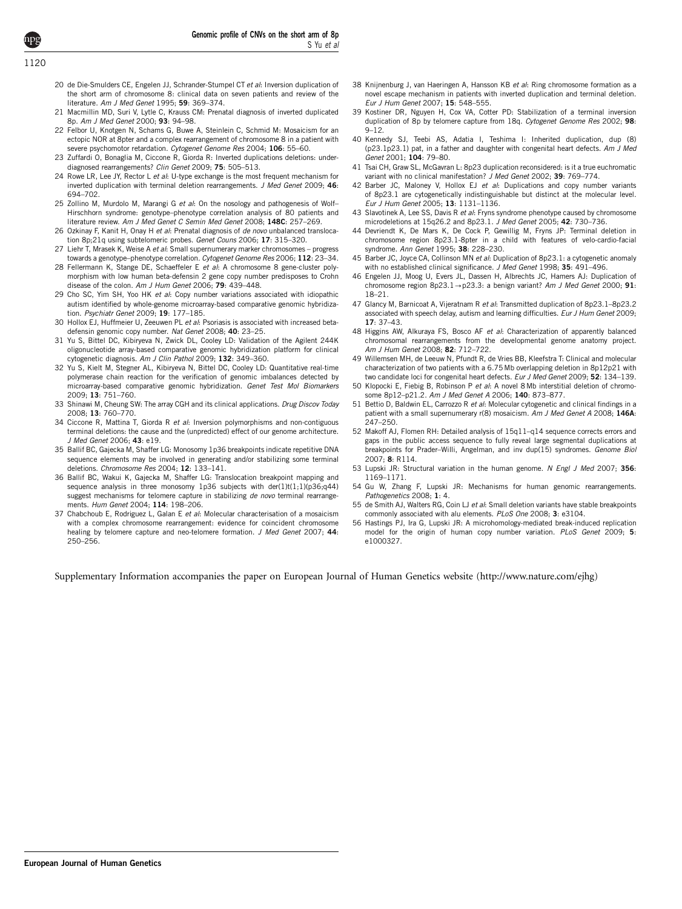20 de Die-Smulders CE, Engelen JJ, Schrander-Stumpel CT *et al*: Inversion duplication of the short arm of chromosome 8: clinical data on seven patients and review of the literature. *Am J Med Genet* 1995; **59**: 369–374.

21 Macmillin MD, Suri V, Lytle C, Krauss CM: Prenatal diagnosis of inverted duplicated 8p. *Am J Med Genet* 2000; **93**: 94–98.

22 Felbor U, Knotgen N, Schams G, Buwe A, Steinlein C, Schmid M: Mosaicism for an ectopic NOR at 8pter and a complex rearrangement of chromosome 8 in a patient with severe psychomotor retardation. *Cytogenet Genome Res* 2004; **106**: 55–60.

23 Zuffardi O, Bonaglia M, Ciccone R, Giorda R: Inverted duplications deletions: underdiagnosed rearrangements? *Clin Genet* 2009; **75**: 505–513.

24 Rowe LR, Lee JY, Rector L *et al*: U-type exchange is the most frequent mechanism for inverted duplication with terminal deletion rearrangements. *J Med Genet* 2009; **46**: 694–702.

25 Zollino M, Murdolo M, Marangi G *et al*: On the nosology and pathogenesis of Wolf–Hirschhorn syndrome: genotype–phenotype correlation analysis of 80 patients and literature review. *Am J Med Genet C Semin Med Genet* 2008; **148C**: 257–269.

26 Ozkinay F, Kanit H, Onay H *et al*: Prenatal diagnosis of *de novo* unbalanced translocation 8p;21q using subtelomeric probes. *Genet Couns* 2006; **17**: 315–320.

27 Liehr T, Mrasek K, Weise A *et al*: Small supernumerary marker chromosomes – progress towards a genotype–phenotype correlation. *Cytogenet Genome Res* 2006; **112**: 23–34.

28 Fellermann K, Stange DE, Schaeffeler E *et al*: A chromosome 8 gene-cluster polymorphism with low human beta-defensin 2 gene copy number predisposes to Crohn disease of the colon. *Am J Hum Genet* 2006; **79**: 439–448.

29 Cho SC, Yim SH, Yoo HK *et al*: Copy number variations associated with idiopathic autism identified by whole-genome microarray-based comparative genomic hybridization. *Psychiatr Genet* 2009; **19**: 177–185.

30 Hollox EJ, Huffmeier U, Zeeuwen PL *et al*: Psoriasis is associated with increased beta-defensin genomic copy number. *Nat Genet* 2008; **40**: 23–25.

31 Yu S, Bittel DC, Kibiryeva N, Zwick DL, Cooley LD: Validation of the Agilent 244K oligonucleotide array-based comparative genomic hybridization platform for clinical cytogenetic diagnosis. *Am J Clin Pathol* 2009; **132**: 349–360.

32 Yu S, Kielt M, Stegner AL, Kibiryeva N, Bittel DC, Cooley LD: Quantitative real-time polymerase chain reaction for the verification of genomic imbalances detected by microarray-based comparative genomic hybridization. *Genet Test Mol Biomarkers* 2009; **13**: 751–760.

33 Shinawi M, Cheung SW: The array CGH and its clinical applications. *Drug Discov Today* 2008; **13**: 760–770.

34 Ciccone R, Mattina T, Giorda R *et al*: Inversion polymorphisms and non-contiguous terminal deletions: the cause and the (unpredicted) effect of our genome architecture. *J Med Genet* 2006; **43**: e19.

35 Ballif BC, Gajecka M, Shaffer LG: Monosomy 1p36 breakpoints indicate repetitive DNA sequence elements may be involved in generating and/or stabilizing some terminal deletions. *Chromosome Res* 2004; **12**: 133–141.

36 Ballif BC, Wakui K, Gajecka M, Shaffer LG: Translocation breakpoint mapping and sequence analysis in three monosomy 1p36 subjects with der(1)t(1;1)(p36;q44) suggest mechanisms for telomere capture in stabilizing *de novo* terminal rearrangements. *Hum Genet* 2004; **114**: 198–206.

37 Chabchoub E, Rodriguez L, Galan E *et al*: Molecular characterisation of a mosaicism with a complex chromosome rearrangement: evidence for coincident chromosome healing by telomere capture and neo-telomere formation. *J Med Genet* 2007; **44**: 250–256.

38 Knijnenburg J, van Haeringen A, Hansson KB *et al*: Ring chromosome formation as a novel escape mechanism in patients with inverted duplication and terminal deletion. *Eur J Hum Genet* 2007; **15**: 548–555.

39 Kostiner DR, Nguyen H, Cox VA, Cotter PD: Stabilization of a terminal inversion duplication of 8p by telomere capture from 18q. *Cytogenet Genome Res* 2002; **98**: 9–12.

40 Kennedy SJ, Teebi AS, Adatia I, Teshima I: Inherited duplication, dup (8) (p23.1p23.1) pat, in a father and daughter with congenital heart defects. *Am J Med Genet* 2001; **104**: 79–80.

41 Tsai CH, Graw SL, McGavran L: 8p23 duplication reconsidered: is it a true euchromatic variant with no clinical manifestation? *J Med Genet* 2002; **39**: 769–774.

42 Barber JC, Maloney V, Hollox EJ *et al*: Duplications and copy number variants of 8p23.1 are cytogenetically indistinguishable but distinct at the molecular level. *Eur J Hum Genet* 2005; **13**: 1131–1136.

43 Slavotinek A, Lee SS, Davis R *et al*: Fryns syndrome phenotype caused by chromosome microdeletions at 15q26.2 and 8p23.1. *J Med Genet* 2005; **42**: 730–736.

44 Devriendt K, De Mars K, De Cock P, Gewillig M, Fryns JP: Terminal deletion in chromosome region 8p23.1-8pter in a child with features of velo-cardio-facial syndrome. *Ann Genet* 1995; **38**: 228–230.

45 Barber JC, Joyce CA, Collinson MN *et al*: Duplication of 8p23.1: a cytogenetic anomaly with no established clinical significance. *J Med Genet* 1998; **35**: 491–496.

46 Engelen JJ, Moog U, Evers JL, Dassen H, Albrechts JC, Hamers AJ: Duplication of chromosome region 8p23.1→p23.3: a benign variant? *Am J Med Genet* 2000; **91**: 18–21.

47 Glancy M, Barnicoat A, Vijeratnam R *et al*: Transmitted duplication of 8p23.1–8p23.2 associated with speech delay, autism and learning difficulties. *Eur J Hum Genet* 2009; **17**: 37–43.

48 Higgins AW, Alkuraya FS, Bosco AF *et al*: Characterization of apparently balanced chromosomal rearrangements from the developmental genome anatomy project. *Am J Hum Genet* 2008; **82**: 712–722.

49 Willemsen MH, de Leeuw N, Pfundt R, de Vries BB, Kleefstra T: Clinical and molecular characterization of two patients with a 6.75 Mb overlapping deletion in 8p12p21 with two candidate loci for congenital heart defects. *Eur J Med Genet* 2009; **52**: 134–139.

50 Klopocki E, Fiebig B, Robinson P *et al*: A novel 8 Mb interstitial deletion of chromosome 8p12–p21.2. *Am J Med Genet A* 2006; **140**: 873–877.

51 Bettio D, Baldwin EL, Carrozzo R *et al*: Molecular cytogenetic and clinical findings in a patient with a small supernumerary r(8) mosaicism. *Am J Med Genet A* 2008; **146A**: 247–250.

52 Makoff AJ, Flomen RH: Detailed analysis of 15q11–q14 sequence corrects errors and gaps in the public access sequence to fully reveal large segmental duplications at breakpoints for Prader–Willi, Angelman, and inv dup(15) syndromes. *Genome Biol* 2007; **8**: R114.

53 Lupski JR: Structural variation in the human genome. *N Engl J Med* 2007; **356**: 1169–1171.

54 Gu W, Zhang F, Lupski JR: Mechanisms for human genomic rearrangements. *Pathogenetics* 2008; **1**: 4.

55 de Smith AJ, Walters RG, Coin LJ *et al*: Small deletion variants have stable breakpoints commonly associated with alu elements. *PLoS One* 2008; **3**: e3104.

56 Hastings PJ, Ira G, Lupski JR: A microhomology-mediated break-induced replication model for the origin of human copy number variation. *PLoS Genet* 2009; **5**: e1000327.

Supplementary Information accompanies the paper on European Journal of Human Genetics website (http://www.nature.com/ejhg)